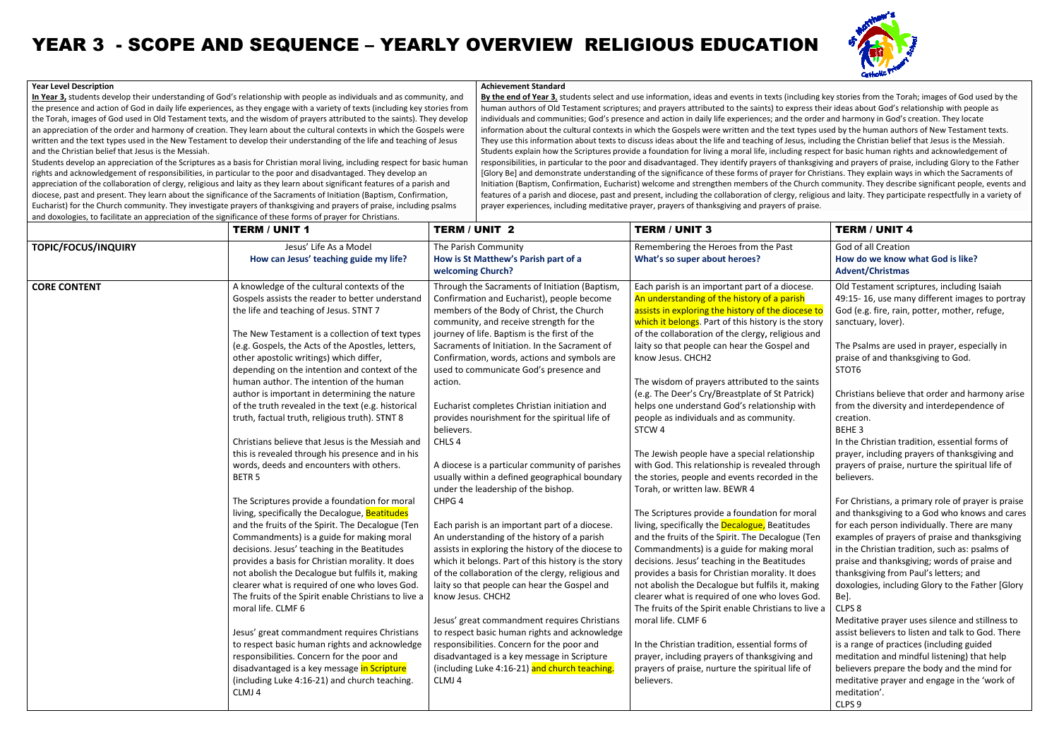# YEAR 3 - SCOPE AND SEQUENCE – YEARLY OVERVIEW RELIGIOUS EDUCATION

**Year Level Description**

**In Year 3,** students develop their understanding of God's relationship with people as individuals and as community, and the presence and action of God in daily life experiences, as they engage with a variety of texts (including key stories from the Torah, images of God used in Old Testament texts, and the wisdom of prayers attributed to the saints). They develop an appreciation of the order and harmony of creation. They learn about the cultural contexts in which the Gospels were written and the text types used in the New Testament to develop their understanding of the life and teaching of Jesus and the Christian belief that Jesus is the Messiah.

Students develop an appreciation of the Scriptures as a basis for Christian moral living, including respect for basic human rights and acknowledgement of responsibilities, in particular to the poor and disadvantaged. They develop an appreciation of the collaboration of clergy, religious and laity as they learn about significant features of a parish and diocese, past and present. They learn about the significance of the Sacraments of Initiation (Baptism, Confirmation, Eucharist) for the Church community. They investigate prayers of thanksgiving and prayers of praise, including psalms and doxologies, to facilitate an appreciation of the significance of these forms of prayer for Christians.

**Achievement Standard**

**By the end of Year 3**, students select and use information, ideas and events in texts (including key stories from the Torah; images of God used by the human authors of Old Testament scriptures; and prayers attributed to the saints) to express their ideas about God's relationship with people as individuals and communities; God's presence and action in daily life experiences; and the order and harmony in God's creation. They locate information about the cultural contexts in which the Gospels were written and the text types used by the human authors of New Testament texts. They use this information about texts to discuss ideas about the life and teaching of Jesus, including the Christian belief that Jesus is the Messiah. Students explain how the Scriptures provide a foundation for living a moral life, including respect for basic human rights and acknowledgement of responsibilities, in particular to the poor and disadvantaged. They identify prayers of thanksgiving and prayers of praise, including Glory to the Father [Glory Be] and demonstrate understanding of the significance of these forms of prayer for Christians. They explain ways in which the Sacraments of Initiation (Baptism, Confirmation, Eucharist) welcome and strengthen members of the Church community. They describe significant people, events and features of a parish and diocese, past and present, including the collaboration of clergy, religious and laity. They participate respectfully in a variety of prayer experiences, including meditative prayer, prayers of thanksgiving and prayers of praise.

| | TERM / UNIT 1 | TERM / UNIT 2 | TERM / UNIT 3 | TERM / UNIT 4 |
|---|---|---|---|---|
| **TOPIC/FOCUS/INQUIRY** | Jesus' Life As a Model<br>**How can Jesus' teaching guide my life?** | The Parish Community<br>**How is St Matthew's Parish part of a welcoming Church?** | Remembering the Heroes from the Past<br>**What's so super about heroes?** | God of all Creation<br>**How do we know what God is like?**<br>**Advent/Christmas** |
| **CORE CONTENT** | A knowledge of the cultural contexts of the Gospels assists the reader to better understand the life and teaching of Jesus. STNT 7<br><br>The New Testament is a collection of text types (e.g. Gospels, the Acts of the Apostles, letters, other apostolic writings) which differ, depending on the intention and context of the human author. The intention of the human author is important in determining the nature of the truth revealed in the text (e.g. historical truth, factual truth, religious truth). STNT 8<br><br>Christians believe that Jesus is the Messiah and this is revealed through his presence and in his words, deeds and encounters with others. BETR 5<br><br>The Scriptures provide a foundation for moral living, specifically the Decalogue, Beatitudes and the fruits of the Spirit. The Decalogue (Ten Commandments) is a guide for making moral decisions. Jesus' teaching in the Beatitudes provides a basis for Christian morality. It does not abolish the Decalogue but fulfils it, making clearer what is required of one who loves God. The fruits of the Spirit enable Christians to live a moral life. CLMF 6<br><br>Jesus' great commandment requires Christians to respect basic human rights and acknowledge responsibilities. Concern for the poor and disadvantaged is a key message in Scripture (including Luke 4:16-21) and church teaching. CLMJ 4 | Through the Sacraments of Initiation (Baptism, Confirmation and Eucharist), people become members of the Body of Christ, the Church community, and receive strength for the journey of life. Baptism is the first of the Sacraments of Initiation. In the Sacrament of Confirmation, words, actions and symbols are used to communicate God's presence and action.<br><br>Eucharist completes Christian initiation and provides nourishment for the spiritual life of believers.<br>CHLS 4<br><br>A diocese is a particular community of parishes usually within a defined geographical boundary under the leadership of the bishop.<br>CHPG 4<br><br>Each parish is an important part of a diocese. An understanding of the history of a parish assists in exploring the history of the diocese to which it belongs. Part of this history is the story of the collaboration of the clergy, religious and laity so that people can hear the Gospel and know Jesus. CHCH2<br><br>Jesus' great commandment requires Christians to respect basic human rights and acknowledge responsibilities. Concern for the poor and disadvantaged is a key message in Scripture (including Luke 4:16-21) and church teaching. CLMJ 4 | Each parish is an important part of a diocese. An understanding of the history of a parish assists in exploring the history of the diocese to which it belongs. Part of this history is the story of the collaboration of the clergy, religious and laity so that people can hear the Gospel and know Jesus. CHCH2<br><br>The wisdom of prayers attributed to the saints (e.g. The Deer's Cry/Breastplate of St Patrick) helps one understand God's relationship with people as individuals and as community. STCW 4<br><br>The Jewish people have a special relationship with God. This relationship is revealed through the stories, people and events recorded in the Torah, or written law. BEWR 4<br><br>The Scriptures provide a foundation for moral living, specifically the Decalogue, Beatitudes and the fruits of the Spirit. The Decalogue (Ten Commandments) is a guide for making moral decisions. Jesus' teaching in the Beatitudes provides a basis for Christian morality. It does not abolish the Decalogue but fulfils it, making clearer what is required of one who loves God. The fruits of the Spirit enable Christians to live a moral life. CLMF 6<br><br>In the Christian tradition, essential forms of prayer, including prayers of thanksgiving and prayers of praise, nurture the spiritual life of believers. | Old Testament scriptures, including Isaiah 49:15- 16, use many different images to portray God (e.g. fire, rain, potter, mother, refuge, sanctuary, lover).<br><br>The Psalms are used in prayer, especially in praise of and thanksgiving to God.<br>STOT6<br><br>Christians believe that order and harmony arise from the diversity and interdependence of creation.<br>BEHE 3<br>In the Christian tradition, essential forms of prayer, including prayers of thanksgiving and prayers of praise, nurture the spiritual life of believers.<br><br>For Christians, a primary role of prayer is praise and thanksgiving to a God who knows and cares for each person individually. There are many examples of prayers of praise and thanksgiving in the Christian tradition, such as: psalms of praise and thanksgiving; words of praise and thanksgiving from Paul's letters; and doxologies, including Glory to the Father [Glory Be].<br>CLPS 8<br>Meditative prayer uses silence and stillness to assist believers to listen and talk to God. There is a range of practices (including guided meditation and mindful listening) that help believers prepare the body and the mind for meditative prayer and engage in the 'work of meditation'.<br>CLPS 9 |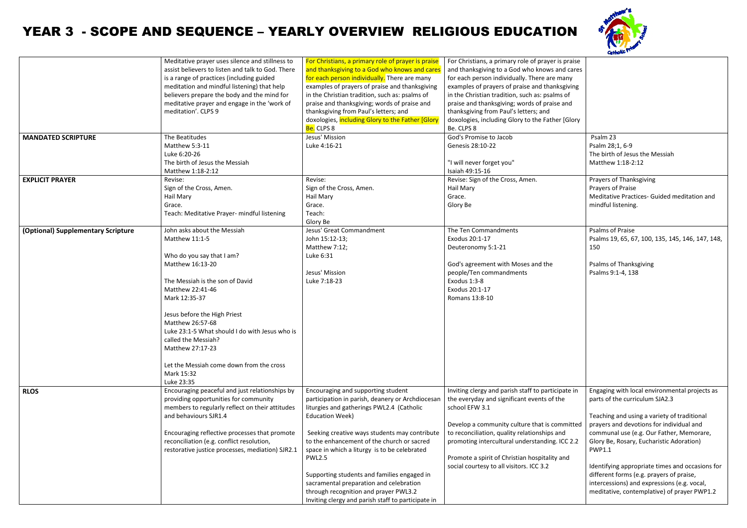# YEAR 3 - SCOPE AND SEQUENCE – YEARLY OVERVIEW RELIGIOUS EDUCATION

| | | | | |
|---|---|---|---|---|
| | Meditative prayer uses silence and stillness to assist believers to listen and talk to God. There is a range of practices (including guided meditation and mindful listening) that help believers prepare the body and the mind for meditative prayer and engage in the 'work of meditation'. CLPS 9 | For Christians, a primary role of prayer is praise and thanksgiving to a God who knows and cares for each person individually. There are many examples of prayers of praise and thanksgiving in the Christian tradition, such as: psalms of praise and thanksgiving; words of praise and thanksgiving from Paul's letters; and doxologies, including Glory to the Father [Glory Be. CLPS 8 | For Christians, a primary role of prayer is praise and thanksgiving to a God who knows and cares for each person individually. There are many examples of prayers of praise and thanksgiving in the Christian tradition, such as: psalms of praise and thanksgiving; words of praise and thanksgiving from Paul's letters; and doxologies, including Glory to the Father [Glory Be. CLPS 8 | |
| **MANDATED SCRIPTURE** | The Beatitudes<br>Matthew 5:3-11<br>Luke 6:20-26<br>The birth of Jesus the Messiah<br>Matthew 1:18-2:12 | Jesus' Mission<br>Luke 4:16-21 | God's Promise to Jacob<br>Genesis 28:10-22<br><br>"I will never forget you"<br>Isaiah 49:15-16 | Psalm 23<br>Psalm 28;1, 6-9<br>The birth of Jesus the Messiah<br>Matthew 1:18-2:12 |
| **EXPLICIT PRAYER** | Revise:<br>Sign of the Cross, Amen.<br>Hail Mary<br>Grace.<br>Teach: Meditative Prayer- mindful listening | Revise:<br>Sign of the Cross, Amen.<br>Hail Mary<br>Grace.<br>Teach:<br>Glory Be | Revise: Sign of the Cross, Amen.<br>Hail Mary<br>Grace.<br>Glory Be | Prayers of Thanksgiving<br>Prayers of Praise<br>Meditative Practices- Guided meditation and mindful listening. |
| **(Optional) Supplementary Scripture** | John asks about the Messiah<br>Matthew 11:1-5<br><br>Who do you say that I am?<br>Matthew 16:13-20<br><br>The Messiah is the son of David<br>Matthew 22:41-46<br>Mark 12:35-37<br><br>Jesus before the High Priest<br>Matthew 26:57-68<br>Luke 23:1-5 What should I do with Jesus who is called the Messiah?<br>Matthew 27:17-23<br><br>Let the Messiah come down from the cross<br>Mark 15:32<br>Luke 23:35 | Jesus' Great Commandment<br>John 15:12-13;<br>Matthew 7:12;<br>Luke 6:31<br><br>Jesus' Mission<br>Luke 7:18-23 | The Ten Commandments<br>Exodus 20:1-17<br>Deuteronomy 5:1-21<br><br>God's agreement with Moses and the people/Ten commandments<br>Exodus 1:3-8<br>Exodus 20:1-17<br>Romans 13:8-10 | Psalms of Praise<br>Psalms 19, 65, 67, 100, 135, 145, 146, 147, 148, 150<br><br>Psalms of Thanksgiving<br>Psalms 9:1-4, 138 |
| **RLOS** | Encouraging peaceful and just relationships by providing opportunities for community members to regularly reflect on their attitudes and behaviours SJR1.4<br><br>Encouraging reflective processes that promote reconciliation (e.g. conflict resolution, restorative justice processes, mediation) SJR2.1 | Encouraging and supporting student participation in parish, deanery or Archdiocesan liturgies and gatherings PWL2.4 (Catholic Education Week)<br><br>Seeking creative ways students may contribute to the enhancement of the church or sacred space in which a liturgy is to be celebrated PWL2.5<br><br>Supporting students and families engaged in sacramental preparation and celebration through recognition and prayer PWL3.2<br>Inviting clergy and parish staff to participate in | Inviting clergy and parish staff to participate in the everyday and significant events of the school EFW 3.1<br><br>Develop a community culture that is committed to reconciliation, quality relationships and promoting intercultural understanding. ICC 2.2<br><br>Promote a spirit of Christian hospitality and social courtesy to all visitors. ICC 3.2 | Engaging with local environmental projects as parts of the curriculum SJA2.3<br><br>Teaching and using a variety of traditional prayers and devotions for individual and communal use (e.g. Our Father, Memorare, Glory Be, Rosary, Eucharistic Adoration) PWP1.1<br><br>Identifying appropriate times and occasions for different forms (e.g. prayers of praise, intercessions) and expressions (e.g. vocal, meditative, contemplative) of prayer PWP1.2 |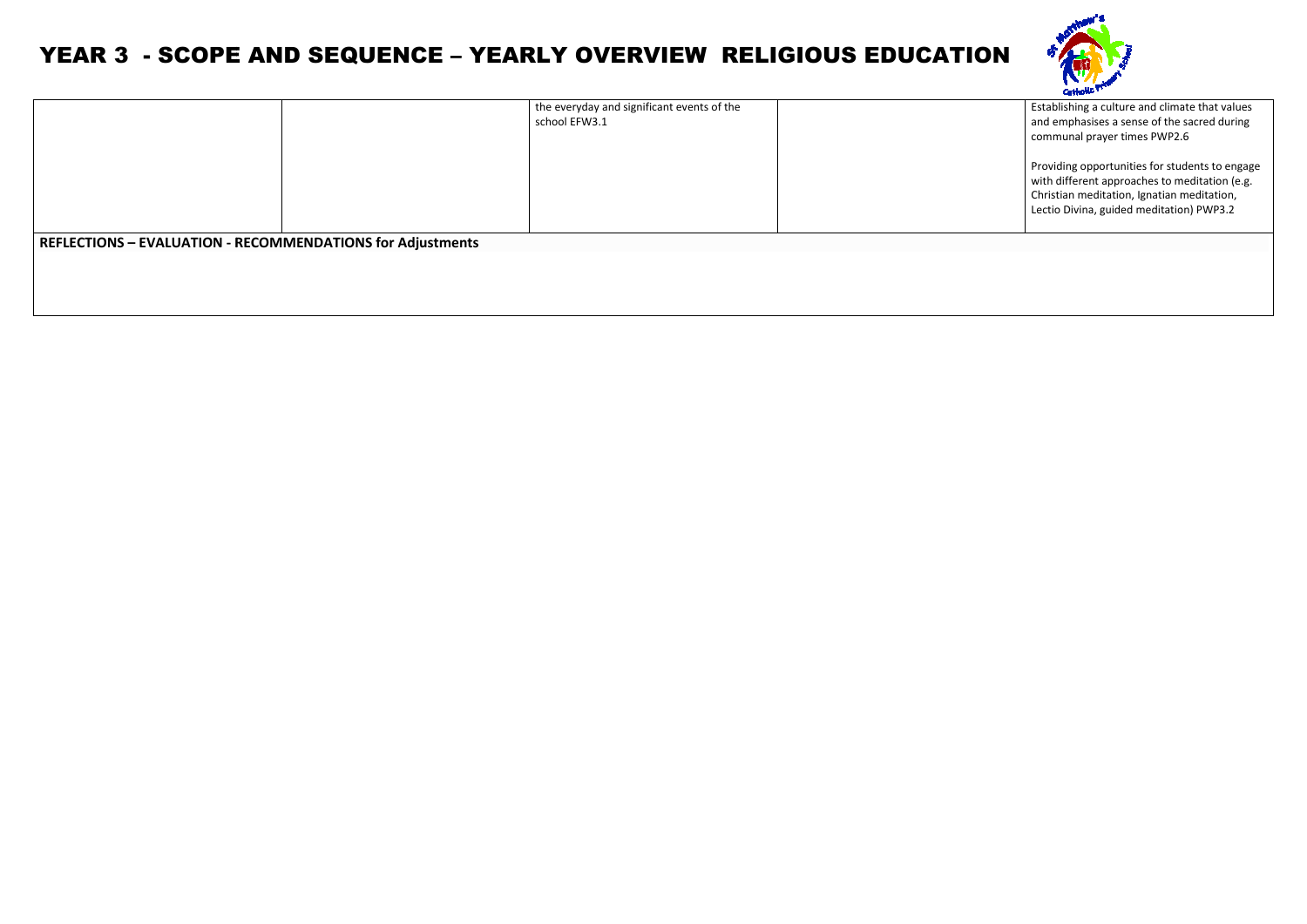# YEAR 3 - SCOPE AND SEQUENCE – YEARLY OVERVIEW RELIGIOUS EDUCATION

| | | | | |
|---|---|---|---|---|
| | | the everyday and significant events of the school EFW3.1 | | Establishing a culture and climate that values and emphasises a sense of the sacred during communal prayer times PWP2.6<br><br>Providing opportunities for students to engage with different approaches to meditation (e.g. Christian meditation, Ignatian meditation, Lectio Divina, guided meditation) PWP3.2 |

**REFLECTIONS – EVALUATION - RECOMMENDATIONS for Adjustments**